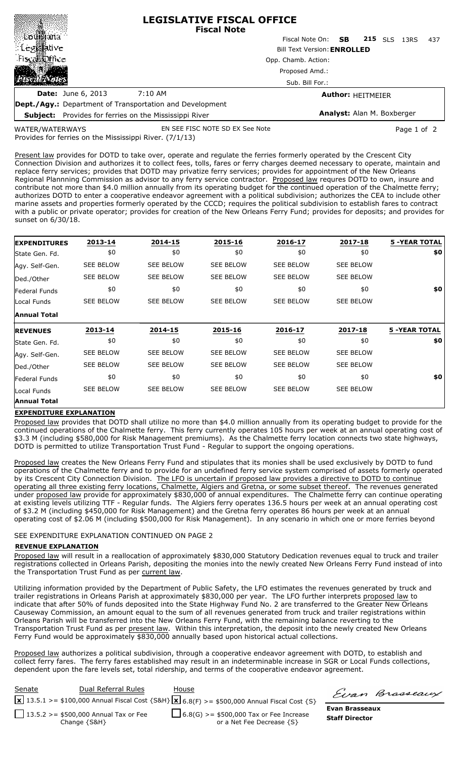# LEGISLATIVE FISCAL OFFICE
## Fiscal Note

Louisiana Legislative Fiscal Office — Fiscal Notes

Fiscal Note On: **SB 215** SLS 13RS 437

Bill Text Version: **ENROLLED**

Opp. Chamb. Action:

Proposed Amd.:

Sub. Bill For.:

**Date:** June 6, 2013 7:10 AM

**Author:** HEITMEIER

**Dept./Agy.:** Department of Transportation and Development

**Subject:** Provides for ferries on the Mississippi River

**Analyst:** Alan M. Boxberger

WATER/WATERWAYS EN SEE FISC NOTE SD EX See Note

Provides for ferries on the Mississippi River. (7/1/13)

Present law provides for DOTD to take over, operate and regulate the ferries formerly operated by the Crescent City Connection Division and authorizes it to collect fees, tolls, fares or ferry charges deemed necessary to operate, maintain and replace ferry services; provides that DOTD may privatize ferry services; provides for appointment of the New Orleans Regional Plannning Commission as advisor to any ferry service contractor. Proposed law requres DOTD to own, insure and contribute not more than $4.0 million annually from its operating budget for the continued operation of the Chalmette ferry; authorizes DOTD to enter a cooperative endeavor agreement with a political subdivision; authorizes the CEA to include other marine assets and properties formerly operated by the CCCD; requires the political subdivision to establish fares to contract with a public or private operator; provides for creation of the New Orleans Ferry Fund; provides for deposits; and provides for sunset on 6/30/18.

| **EXPENDITURES** | **2013-14** | **2014-15** | **2015-16** | **2016-17** | **2017-18** | **5 -YEAR TOTAL** |
|---|---|---|---|---|---|---|
| State Gen. Fd. | $0 | $0 | $0 | $0 | $0 | **$0** |
| Agy. Self-Gen. | SEE BELOW | SEE BELOW | SEE BELOW | SEE BELOW | SEE BELOW | |
| Ded./Other | SEE BELOW | SEE BELOW | SEE BELOW | SEE BELOW | SEE BELOW | |
| Federal Funds | $0 | $0 | $0 | $0 | $0 | **$0** |
| Local Funds | SEE BELOW | SEE BELOW | SEE BELOW | SEE BELOW | SEE BELOW | |
| **Annual Total** | | | | | | |

| **REVENUES** | **2013-14** | **2014-15** | **2015-16** | **2016-17** | **2017-18** | **5 -YEAR TOTAL** |
|---|---|---|---|---|---|---|
| State Gen. Fd. | $0 | $0 | $0 | $0 | $0 | **$0** |
| Agy. Self-Gen. | SEE BELOW | SEE BELOW | SEE BELOW | SEE BELOW | SEE BELOW | |
| Ded./Other | SEE BELOW | SEE BELOW | SEE BELOW | SEE BELOW | SEE BELOW | |
| Federal Funds | $0 | $0 | $0 | $0 | $0 | **$0** |
| Local Funds | SEE BELOW | SEE BELOW | SEE BELOW | SEE BELOW | SEE BELOW | |
| **Annual Total** | | | | | | |

**EXPENDITURE EXPLANATION**

Proposed law provides that DOTD shall utilize no more than $4.0 million annually from its operating budget to provide for the continued operations of the Chalmette ferry. This ferry currently operates 105 hours per week at an annual operating cost of $3.3 M (including $580,000 for Risk Management premiums). As the Chalmette ferry location connects two state highways, DOTD is permitted to utilize Transportation Trust Fund - Regular to support the ongoing operations.

Proposed law creates the New Orleans Ferry Fund and stipulates that its monies shall be used exclusively by DOTD to fund operations of the Chalmette ferry and to provide for an undefined ferry service system comprised of assets formerly operated by its Crescent City Connection Division. The LFO is uncertain if proposed law provides a directive to DOTD to continue operating all three existing ferry locations, Chalmette, Algiers and Gretna, or some subset thereof. The revenues generated under proposed law provide for approximately $830,000 of annual expenditures. The Chalmette ferry can continue operating at existing levels utilizing TTF - Regular funds. The Algiers ferry operates 136.5 hours per week at an annual operating cost of $3.2 M (including $450,000 for Risk Management) and the Gretna ferry operates 86 hours per week at an annual operating cost of $2.06 M (including $500,000 for Risk Management). In any scenario in which one or more ferries beyond

SEE EXPENDITURE EXPLANATION CONTINUED ON PAGE 2

**REVENUE EXPLANATION**

Proposed law will result in a reallocation of approximately $830,000 Statutory Dedication revenues equal to truck and trailer registrations collected in Orleans Parish, depositing the monies into the newly created New Orleans Ferry Fund instead of into the Transportation Trust Fund as per current law.

Utilizing information provided by the Department of Public Safety, the LFO estimates the revenues generated by truck and trailer registrations in Orleans Parish at approximately $830,000 per year. The LFO further interprets proposed law to indicate that after 50% of funds deposited into the State Highway Fund No. 2 are transferred to the Greater New Orleans Causeway Commission, an amount equal to the sum of all revenues generated from truck and trailer registrations within Orleans Parish will be transferred into the New Orleans Ferry Fund, with the remaining balance reverting to the Transportation Trust Fund as per present law. Within this interpretation, the deposit into the newly created New Orleans Ferry Fund would be approximately $830,000 annually based upon historical actual collections.

Proposed law authorizes a political subdivision, through a cooperative endeavor agreement with DOTD, to establish and collect ferry fares. The ferry fares established may result in an indeterminable increase in SGR or Local Funds collections, dependent upon the fare levels set, total ridership, and terms of the cooperative endeavor agreement.

| Senate | Dual Referral Rules | House |
|---|---|---|
| [x] 13.5.1 >= $100,000 Annual Fiscal Cost {S&H} | | [x] 6.8(F) >= $500,000 Annual Fiscal Cost {S} |
| [ ] 13.5.2 >= $500,000 Annual Tax or Fee Change {S&H} | | [ ] 6.8(G) >= $500,000 Tax or Fee Increase or a Net Fee Decrease {S} |

Evan Brasseaux

**Evan Brasseaux**
**Staff Director**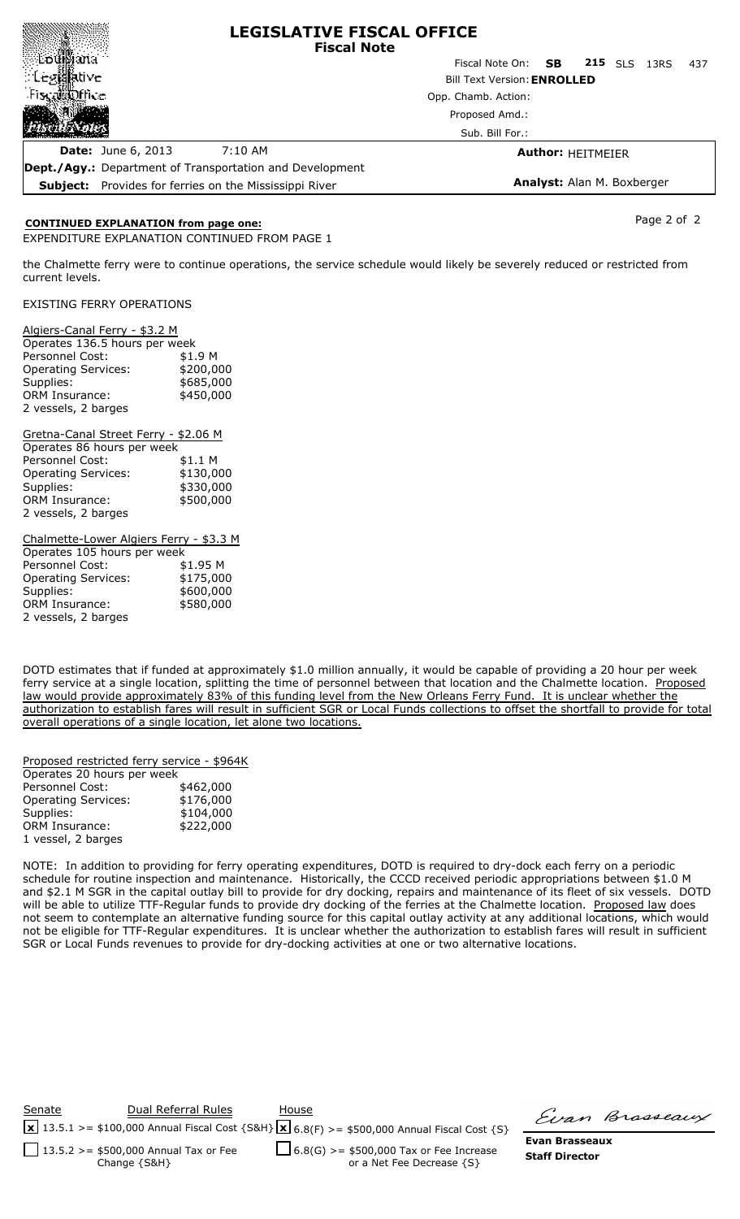# LEGISLATIVE FISCAL OFFICE
## Fiscal Note

Fiscal Note On: **SB 215** SLS 13RS 437

Bill Text Version: **ENROLLED**

Opp. Chamb. Action:

Proposed Amd.:

Sub. Bill For.:

**Date:** June 6, 2013 7:10 AM

**Author:** HEITMEIER

**Dept./Agy.:** Department of Transportation and Development

**Subject:** Provides for ferries on the Mississippi River

**Analyst:** Alan M. Boxberger

**CONTINUED EXPLANATION from page one:**

EXPENDITURE EXPLANATION CONTINUED FROM PAGE 1

the Chalmette ferry were to continue operations, the service schedule would likely be severely reduced or restricted from current levels.

EXISTING FERRY OPERATIONS

Algiers-Canal Ferry - $3.2 M

| | |
|---|---|
| Operates 136.5 hours per week | |
| Personnel Cost: | $1.9 M |
| Operating Services: | $200,000 |
| Supplies: | $685,000 |
| ORM Insurance: | $450,000 |
| 2 vessels, 2 barges | |

Gretna-Canal Street Ferry - $2.06 M

| | |
|---|---|
| Operates 86 hours per week | |
| Personnel Cost: | $1.1 M |
| Operating Services: | $130,000 |
| Supplies: | $330,000 |
| ORM Insurance: | $500,000 |
| 2 vessels, 2 barges | |

Chalmette-Lower Algiers Ferry - $3.3 M

| | |
|---|---|
| Operates 105 hours per week | |
| Personnel Cost: | $1.95 M |
| Operating Services: | $175,000 |
| Supplies: | $600,000 |
| ORM Insurance: | $580,000 |
| 2 vessels, 2 barges | |

DOTD estimates that if funded at approximately $1.0 million annually, it would be capable of providing a 20 hour per week ferry service at a single location, splitting the time of personnel between that location and the Chalmette location. Proposed law would provide approximately 83% of this funding level from the New Orleans Ferry Fund. It is unclear whether the authorization to establish fares will result in sufficient SGR or Local Funds collections to offset the shortfall to provide for total overall operations of a single location, let alone two locations.

Proposed restricted ferry service - $964K

| | |
|---|---|
| Operates 20 hours per week | |
| Personnel Cost: | $462,000 |
| Operating Services: | $176,000 |
| Supplies: | $104,000 |
| ORM Insurance: | $222,000 |
| 1 vessel, 2 barges | |

NOTE: In addition to providing for ferry operating expenditures, DOTD is required to dry-dock each ferry on a periodic schedule for routine inspection and maintenance. Historically, the CCCD received periodic appropriations between $1.0 M and $2.1 M SGR in the capital outlay bill to provide for dry docking, repairs and maintenance of its fleet of six vessels. DOTD will be able to utilize TTF-Regular funds to provide dry docking of the ferries at the Chalmette location. Proposed law does not seem to contemplate an alternative funding source for this capital outlay activity at any additional locations, which would not be eligible for TTF-Regular expenditures. It is unclear whether the authorization to establish fares will result in sufficient SGR or Local Funds revenues to provide for dry-docking activities at one or two alternative locations.

| Senate | Dual Referral Rules | House |
|---|---|---|
| [x] 13.5.1 >= $100,000 Annual Fiscal Cost {S&H} | | [x] 6.8(F) >= $500,000 Annual Fiscal Cost {S} |
| [ ] 13.5.2 >= $500,000 Annual Tax or Fee Change {S&H} | | [ ] 6.8(G) >= $500,000 Tax or Fee Increase or a Net Fee Decrease {S} |

Evan Brasseaux

**Evan Brasseaux**
**Staff Director**